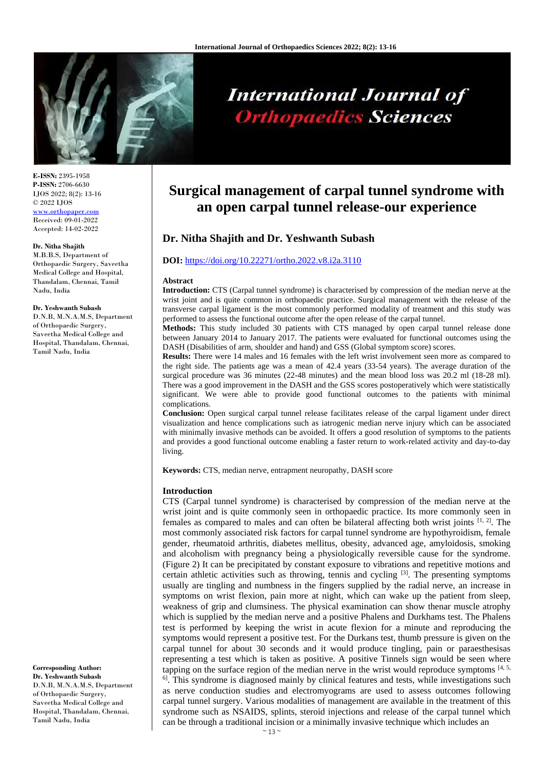**E-ISSN:** 2395-1958
**P-ISSN:** 2706-6630
IJOS 2022; 8(2): 13-16
© 2022 IJOS
www.orthopaper.com
Received: 09-01-2022
Accepted: 14-02-2022

**Dr. Nitha Shajith**
M.B.B.S, Department of Orthopaedic Surgery, Saveetha Medical College and Hospital, Thandalam, Chennai, Tamil Nadu, India

**Dr. Yeshwanth Subash**
D.N.B, M.N.A.M.S, Department of Orthopaedic Surgery, Saveetha Medical College and Hospital, Thandalam, Chennai, Tamil Nadu, India

**Corresponding Author:**
**Dr. Yeshwanth Subash**
D.N.B, M.N.A.M.S, Department of Orthopaedic Surgery, Saveetha Medical College and Hospital, Thandalam, Chennai, Tamil Nadu, India

# Surgical management of carpal tunnel syndrome with an open carpal tunnel release-our experience

## Dr. Nitha Shajith and Dr. Yeshwanth Subash

**DOI:** https://doi.org/10.22271/ortho.2022.v8.i2a.3110

### Abstract

**Introduction:** CTS (Carpal tunnel syndrome) is characterised by compression of the median nerve at the wrist joint and is quite common in orthopaedic practice. Surgical management with the release of the transverse carpal ligament is the most commonly performed modality of treatment and this study was performed to assess the functional outcome after the open release of the carpal tunnel.

**Methods:** This study included 30 patients with CTS managed by open carpal tunnel release done between January 2014 to January 2017. The patients were evaluated for functional outcomes using the DASH (Disabilities of arm, shoulder and hand) and GSS (Global symptom score) scores.

**Results:** There were 14 males and 16 females with the left wrist involvement seen more as compared to the right side. The patients age was a mean of 42.4 years (33-54 years). The average duration of the surgical procedure was 36 minutes (22-48 minutes) and the mean blood loss was 20.2 ml (18-28 ml). There was a good improvement in the DASH and the GSS scores postoperatively which were statistically significant. We were able to provide good functional outcomes to the patients with minimal complications.

**Conclusion:** Open surgical carpal tunnel release facilitates release of the carpal ligament under direct visualization and hence complications such as iatrogenic median nerve injury which can be associated with minimally invasive methods can be avoided. It offers a good resolution of symptoms to the patients and provides a good functional outcome enabling a faster return to work-related activity and day-to-day living.

**Keywords:** CTS, median nerve, entrapment neuropathy, DASH score

### Introduction

CTS (Carpal tunnel syndrome) is characterised by compression of the median nerve at the wrist joint and is quite commonly seen in orthopaedic practice. Its more commonly seen in females as compared to males and can often be bilateral affecting both wrist joints [1, 2]. The most commonly associated risk factors for carpal tunnel syndrome are hypothyroidism, female gender, rheumatoid arthritis, diabetes mellitus, obesity, advanced age, amyloidosis, smoking and alcoholism with pregnancy being a physiologically reversible cause for the syndrome. (Figure 2) It can be precipitated by constant exposure to vibrations and repetitive motions and certain athletic activities such as throwing, tennis and cycling [3]. The presenting symptoms usually are tingling and numbness in the fingers supplied by the radial nerve, an increase in symptoms on wrist flexion, pain more at night, which can wake up the patient from sleep, weakness of grip and clumsiness. The physical examination can show thenar muscle atrophy which is supplied by the median nerve and a positive Phalens and Durkhams test. The Phalens test is performed by keeping the wrist in acute flexion for a minute and reproducing the symptoms would represent a positive test. For the Durkans test, thumb pressure is given on the carpal tunnel for about 30 seconds and it would produce tingling, pain or paraesthesisas representing a test which is taken as positive. A positive Tinnels sign would be seen where tapping on the surface region of the median nerve in the wrist would reproduce symptoms [4, 5, 6]. This syndrome is diagnosed mainly by clinical features and tests, while investigations such as nerve conduction studies and electromyograms are used to assess outcomes following carpal tunnel surgery. Various modalities of management are available in the treatment of this syndrome such as NSAIDS, splints, steroid injections and release of the carpal tunnel which can be through a traditional incision or a minimally invasive technique which includes an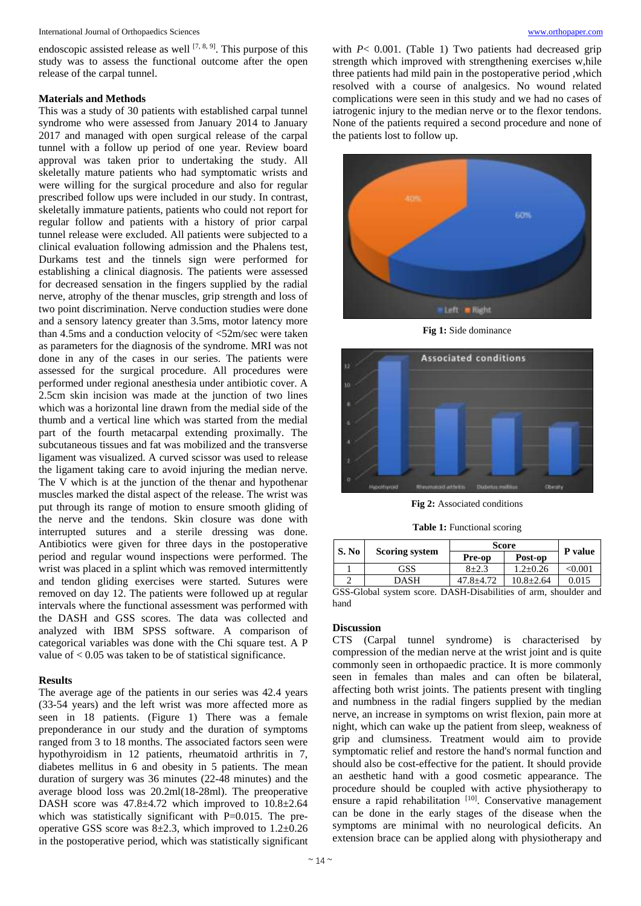endoscopic assisted release as well [7, 8, 9]. This purpose of this study was to assess the functional outcome after the open release of the carpal tunnel.

## Materials and Methods

This was a study of 30 patients with established carpal tunnel syndrome who were assessed from January 2014 to January 2017 and managed with open surgical release of the carpal tunnel with a follow up period of one year. Review board approval was taken prior to undertaking the study. All skeletally mature patients who had symptomatic wrists and were willing for the surgical procedure and also for regular prescribed follow ups were included in our study. In contrast, skeletally immature patients, patients who could not report for regular follow and patients with a history of prior carpal tunnel release were excluded. All patients were subjected to a clinical evaluation following admission and the Phalens test, Durkams test and the tinnels sign were performed for establishing a clinical diagnosis. The patients were assessed for decreased sensation in the fingers supplied by the radial nerve, atrophy of the thenar muscles, grip strength and loss of two point discrimination. Nerve conduction studies were done and a sensory latency greater than 3.5ms, motor latency more than 4.5ms and a conduction velocity of <52m/sec were taken as parameters for the diagnosis of the syndrome. MRI was not done in any of the cases in our series. The patients were assessed for the surgical procedure. All procedures were performed under regional anesthesia under antibiotic cover. A 2.5cm skin incision was made at the junction of two lines which was a horizontal line drawn from the medial side of the thumb and a vertical line which was started from the medial part of the fourth metacarpal extending proximally. The subcutaneous tissues and fat was mobilized and the transverse ligament was visualized. A curved scissor was used to release the ligament taking care to avoid injuring the median nerve. The V which is at the junction of the thenar and hypothenar muscles marked the distal aspect of the release. The wrist was put through its range of motion to ensure smooth gliding of the nerve and the tendons. Skin closure was done with interrupted sutures and a sterile dressing was done. Antibiotics were given for three days in the postoperative period and regular wound inspections were performed. The wrist was placed in a splint which was removed intermittently and tendon gliding exercises were started. Sutures were removed on day 12. The patients were followed up at regular intervals where the functional assessment was performed with the DASH and GSS scores. The data was collected and analyzed with IBM SPSS software. A comparison of categorical variables was done with the Chi square test. A P value of < 0.05 was taken to be of statistical significance.

## Results

The average age of the patients in our series was 42.4 years (33-54 years) and the left wrist was more affected more as seen in 18 patients. (Figure 1) There was a female preponderance in our study and the duration of symptoms ranged from 3 to 18 months. The associated factors seen were hypothyroidism in 12 patients, rheumatoid arthritis in 7, diabetes mellitus in 6 and obesity in 5 patients. The mean duration of surgery was 36 minutes (22-48 minutes) and the average blood loss was 20.2ml(18-28ml). The preoperative DASH score was 47.8±4.72 which improved to 10.8±2.64 which was statistically significant with P=0.015. The pre-operative GSS score was 8±2.3, which improved to 1.2±0.26 in the postoperative period, which was statistically significant with *P*< 0.001. (Table 1) Two patients had decreased grip strength which improved with strengthening exercises w,hile three patients had mild pain in the postoperative period ,which resolved with a course of analgesics. No wound related complications were seen in this study and we had no cases of iatrogenic injury to the median nerve or to the flexor tendons. None of the patients required a second procedure and none of the patients lost to follow up.

**Fig 1:** Side dominance

**Fig 2:** Associated conditions

**Table 1:** Functional scoring

| S. No | Scoring system | Score | | P value |
|---|---|---|---|---|
| | | Pre-op | Post-op | |
| 1 | GSS | 8±2.3 | 1.2±0.26 | <0.001 |
| 2 | DASH | 47.8±4.72 | 10.8±2.64 | 0.015 |

GSS-Global system score. DASH-Disabilities of arm, shoulder and hand

## Discussion

CTS (Carpal tunnel syndrome) is characterised by compression of the median nerve at the wrist joint and is quite commonly seen in orthopaedic practice. It is more commonly seen in females than males and can often be bilateral, affecting both wrist joints. The patients present with tingling and numbness in the radial fingers supplied by the median nerve, an increase in symptoms on wrist flexion, pain more at night, which can wake up the patient from sleep, weakness of grip and clumsiness. Treatment would aim to provide symptomatic relief and restore the hand's normal function and should also be cost-effective for the patient. It should provide an aesthetic hand with a good cosmetic appearance. The procedure should be coupled with active physiotherapy to ensure a rapid rehabilitation [10]. Conservative management can be done in the early stages of the disease when the symptoms are minimal with no neurological deficits. An extension brace can be applied along with physiotherapy and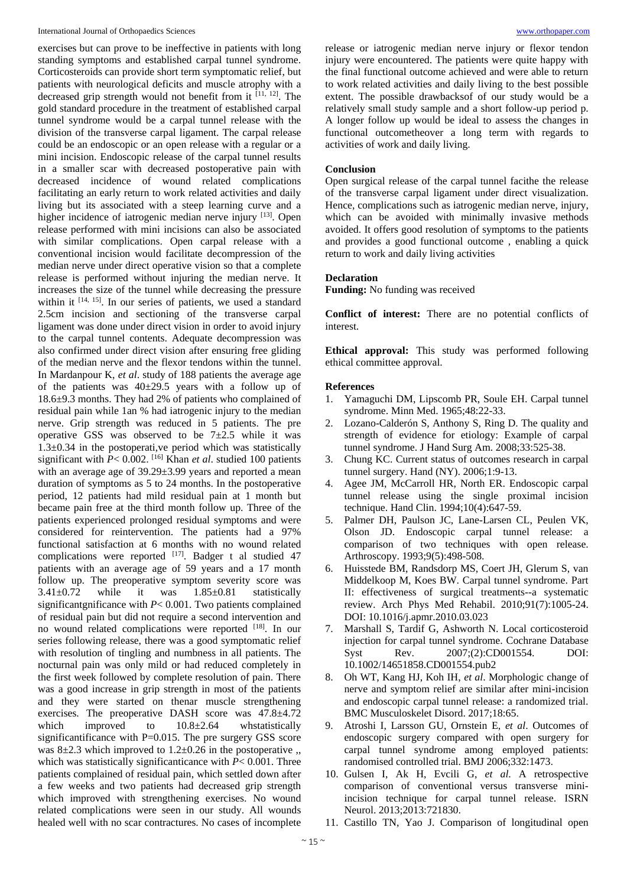exercises but can prove to be ineffective in patients with long standing symptoms and established carpal tunnel syndrome. Corticosteroids can provide short term symptomatic relief, but patients with neurological deficits and muscle atrophy with a decreased grip strength would not benefit from it [11, 12]. The gold standard procedure in the treatment of established carpal tunnel syndrome would be a carpal tunnel release with the division of the transverse carpal ligament. The carpal release could be an endoscopic or an open release with a regular or a mini incision. Endoscopic release of the carpal tunnel results in a smaller scar with decreased postoperative pain with decreased incidence of wound related complications facilitating an early return to work related activities and daily living but its associated with a steep learning curve and a higher incidence of iatrogenic median nerve injury [13]. Open release performed with mini incisions can also be associated with similar complications. Open carpal release with a conventional incision would facilitate decompression of the median nerve under direct operative vision so that a complete release is performed without injuring the median nerve. It increases the size of the tunnel while decreasing the pressure within it [14, 15]. In our series of patients, we used a standard 2.5cm incision and sectioning of the transverse carpal ligament was done under direct vision in order to avoid injury to the carpal tunnel contents. Adequate decompression was also confirmed under direct vision after ensuring free gliding of the median nerve and the flexor tendons within the tunnel. In Mardanpour K, *et al*. study of 188 patients the average age of the patients was 40±29.5 years with a follow up of 18.6±9.3 months. They had 2% of patients who complained of residual pain while 1an % had iatrogenic injury to the median nerve. Grip strength was reduced in 5 patients. The pre operative GSS was observed to be 7±2.5 while it was 1.3±0.34 in the postoperati,ve period which was statistically significant with $P< 0.002$. [16] Khan *et al*. studied 100 patients with an average age of 39.29±3.99 years and reported a mean duration of symptoms as 5 to 24 months. In the postoperative period, 12 patients had mild residual pain at 1 month but became pain free at the third month follow up. Three of the patients experienced prolonged residual symptoms and were considered for reintervention. The patients had a 97% functional satisfaction at 6 months with no wound related complications were reported [17]. Badger t al studied 47 patients with an average age of 59 years and a 17 month follow up. The preoperative symptom severity score was 3.41±0.72 while it was 1.85±0.81 statistically significantgnificance with $P< 0.001$. Two patients complained of residual pain but did not require a second intervention and no wound related complications were reported [18]. In our series following release, there was a good symptomatic relief with resolution of tingling and numbness in all patients. The nocturnal pain was only mild or had reduced completely in the first week followed by complete resolution of pain. There was a good increase in grip strength in most of the patients and they were started on thenar muscle strengthening exercises. The preoperative DASH score was 47.8±4.72 which improved to 10.8±2.64 whstatistically significantificance with P=0.015. The pre surgery GSS score was 8±2.3 which improved to 1.2±0.26 in the postoperative ,, which was statistically significanticance with $P< 0.001$. Three patients complained of residual pain, which settled down after a few weeks and two patients had decreased grip strength which improved with strengthening exercises. No wound related complications were seen in our study. All wounds healed well with no scar contractures. No cases of incomplete release or iatrogenic median nerve injury or flexor tendon injury were encountered. The patients were quite happy with the final functional outcome achieved and were able to return to work related activities and daily living to the best possible extent. The possible drawbacksof of our study would be a relatively small study sample and a short follow-up period p. A longer follow up would be ideal to assess the changes in functional outcometheover a long term with regards to activities of work and daily living.

## Conclusion

Open surgical release of the carpal tunnel facithe the release of the transverse carpal ligament under direct visualization. Hence, complications such as iatrogenic median nerve, injury, which can be avoided with minimally invasive methods avoided. It offers good resolution of symptoms to the patients and provides a good functional outcome , enabling a quick return to work and daily living activities

## Declaration

**Funding:** No funding was received

**Conflict of interest:** There are no potential conflicts of interest.

**Ethical approval:** This study was performed following ethical committee approval.

## References

1. Yamaguchi DM, Lipscomb PR, Soule EH. Carpal tunnel syndrome. Minn Med. 1965;48:22-33.
2. Lozano-Calderón S, Anthony S, Ring D. The quality and strength of evidence for etiology: Example of carpal tunnel syndrome. J Hand Surg Am. 2008;33:525-38.
3. Chung KC. Current status of outcomes research in carpal tunnel surgery. Hand (NY). 2006;1:9-13.
4. Agee JM, McCarroll HR, North ER. Endoscopic carpal tunnel release using the single proximal incision technique. Hand Clin. 1994;10(4):647-59.
5. Palmer DH, Paulson JC, Lane-Larsen CL, Peulen VK, Olson JD. Endoscopic carpal tunnel release: a comparison of two techniques with open release. Arthroscopy. 1993;9(5):498-508.
6. Huisstede BM, Randsdorp MS, Coert JH, Glerum S, van Middelkoop M, Koes BW. Carpal tunnel syndrome. Part II: effectiveness of surgical treatments--a systematic review. Arch Phys Med Rehabil. 2010;91(7):1005-24. DOI: 10.1016/j.apmr.2010.03.023
7. Marshall S, Tardif G, Ashworth N. Local corticosteroid injection for carpal tunnel syndrome. Cochrane Database Syst Rev. 2007;(2):CD001554. DOI: 10.1002/14651858.CD001554.pub2
8. Oh WT, Kang HJ, Koh IH, *et al*. Morphologic change of nerve and symptom relief are similar after mini-incision and endoscopic carpal tunnel release: a randomized trial. BMC Musculoskelet Disord. 2017;18:65.
9. Atroshi I, Larsson GU, Ornstein E, *et al*. Outcomes of endoscopic surgery compared with open surgery for carpal tunnel syndrome among employed patients: randomised controlled trial. BMJ 2006;332:1473.
10. Gulsen I, Ak H, Evcili G, *et al*. A retrospective comparison of conventional versus transverse mini-incision technique for carpal tunnel release. ISRN Neurol. 2013;2013:721830.
11. Castillo TN, Yao J. Comparison of longitudinal open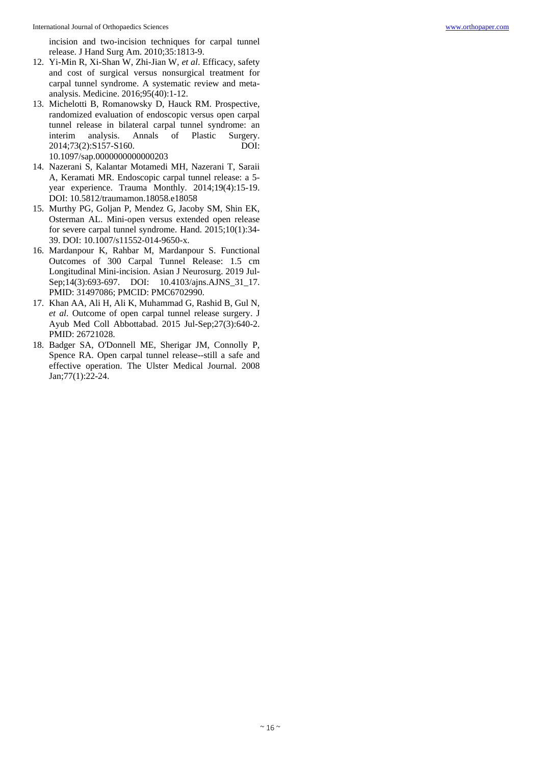incision and two-incision techniques for carpal tunnel release. J Hand Surg Am. 2010;35:1813-9.

12. Yi-Min R, Xi-Shan W, Zhi-Jian W, *et al*. Efficacy, safety and cost of surgical versus nonsurgical treatment for carpal tunnel syndrome. A systematic review and meta-analysis. Medicine. 2016;95(40):1-12.
13. Michelotti B, Romanowsky D, Hauck RM. Prospective, randomized evaluation of endoscopic versus open carpal tunnel release in bilateral carpal tunnel syndrome: an interim analysis. Annals of Plastic Surgery. 2014;73(2):S157-S160. DOI: 10.1097/sap.0000000000000203
14. Nazerani S, Kalantar Motamedi MH, Nazerani T, Saraii A, Keramati MR. Endoscopic carpal tunnel release: a 5-year experience. Trauma Monthly. 2014;19(4):15-19. DOI: 10.5812/traumamon.18058.e18058
15. Murthy PG, Goljan P, Mendez G, Jacoby SM, Shin EK, Osterman AL. Mini-open versus extended open release for severe carpal tunnel syndrome. Hand. 2015;10(1):34-39. DOI: 10.1007/s11552-014-9650-x.
16. Mardanpour K, Rahbar M, Mardanpour S. Functional Outcomes of 300 Carpal Tunnel Release: 1.5 cm Longitudinal Mini-incision. Asian J Neurosurg. 2019 Jul-Sep;14(3):693-697. DOI: 10.4103/ajns.AJNS_31_17. PMID: 31497086; PMCID: PMC6702990.
17. Khan AA, Ali H, Ali K, Muhammad G, Rashid B, Gul N, *et al*. Outcome of open carpal tunnel release surgery. J Ayub Med Coll Abbottabad. 2015 Jul-Sep;27(3):640-2. PMID: 26721028.
18. Badger SA, O'Donnell ME, Sherigar JM, Connolly P, Spence RA. Open carpal tunnel release--still a safe and effective operation. The Ulster Medical Journal. 2008 Jan;77(1):22-24.